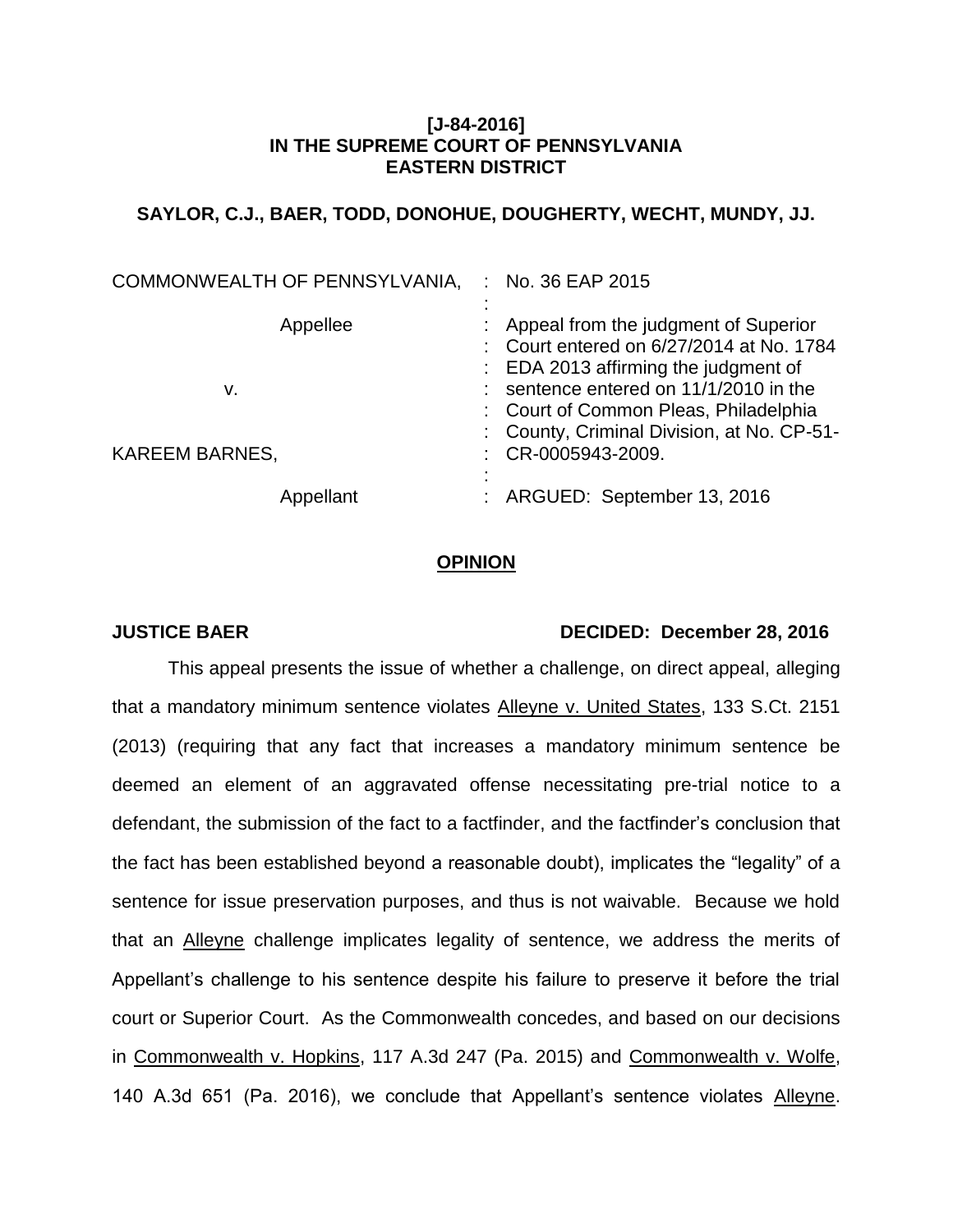**[J-84-2016]**
**IN THE SUPREME COURT OF PENNSYLVANIA**
**EASTERN DISTRICT**

**SAYLOR, C.J., BAER, TODD, DONOHUE, DOUGHERTY, WECHT, MUNDY, JJ.**

| | | |
|---|---|---|
| COMMONWEALTH OF PENNSYLVANIA, | : | No. 36 EAP 2015 |
| | : | |
| Appellee | : | Appeal from the judgment of Superior Court entered on 6/27/2014 at No. 1784 EDA 2013 affirming the judgment of sentence entered on 11/1/2010 in the Court of Common Pleas, Philadelphia County, Criminal Division, at No. CP-51-CR-0005943-2009. |
| v. | : | |
| KAREEM BARNES, | : | |
| | : | |
| Appellant | : | ARGUED: September 13, 2016 |

## <u>OPINION</u>

**JUSTICE BAER** **DECIDED: December 28, 2016**

This appeal presents the issue of whether a challenge, on direct appeal, alleging that a mandatory minimum sentence violates <u>Alleyne v. United States</u>, 133 S.Ct. 2151 (2013) (requiring that any fact that increases a mandatory minimum sentence be deemed an element of an aggravated offense necessitating pre-trial notice to a defendant, the submission of the fact to a factfinder, and the factfinder's conclusion that the fact has been established beyond a reasonable doubt), implicates the "legality" of a sentence for issue preservation purposes, and thus is not waivable. Because we hold that an <u>Alleyne</u> challenge implicates legality of sentence, we address the merits of Appellant's challenge to his sentence despite his failure to preserve it before the trial court or Superior Court. As the Commonwealth concedes, and based on our decisions in <u>Commonwealth v. Hopkins</u>, 117 A.3d 247 (Pa. 2015) and <u>Commonwealth v. Wolfe</u>, 140 A.3d 651 (Pa. 2016), we conclude that Appellant's sentence violates <u>Alleyne</u>.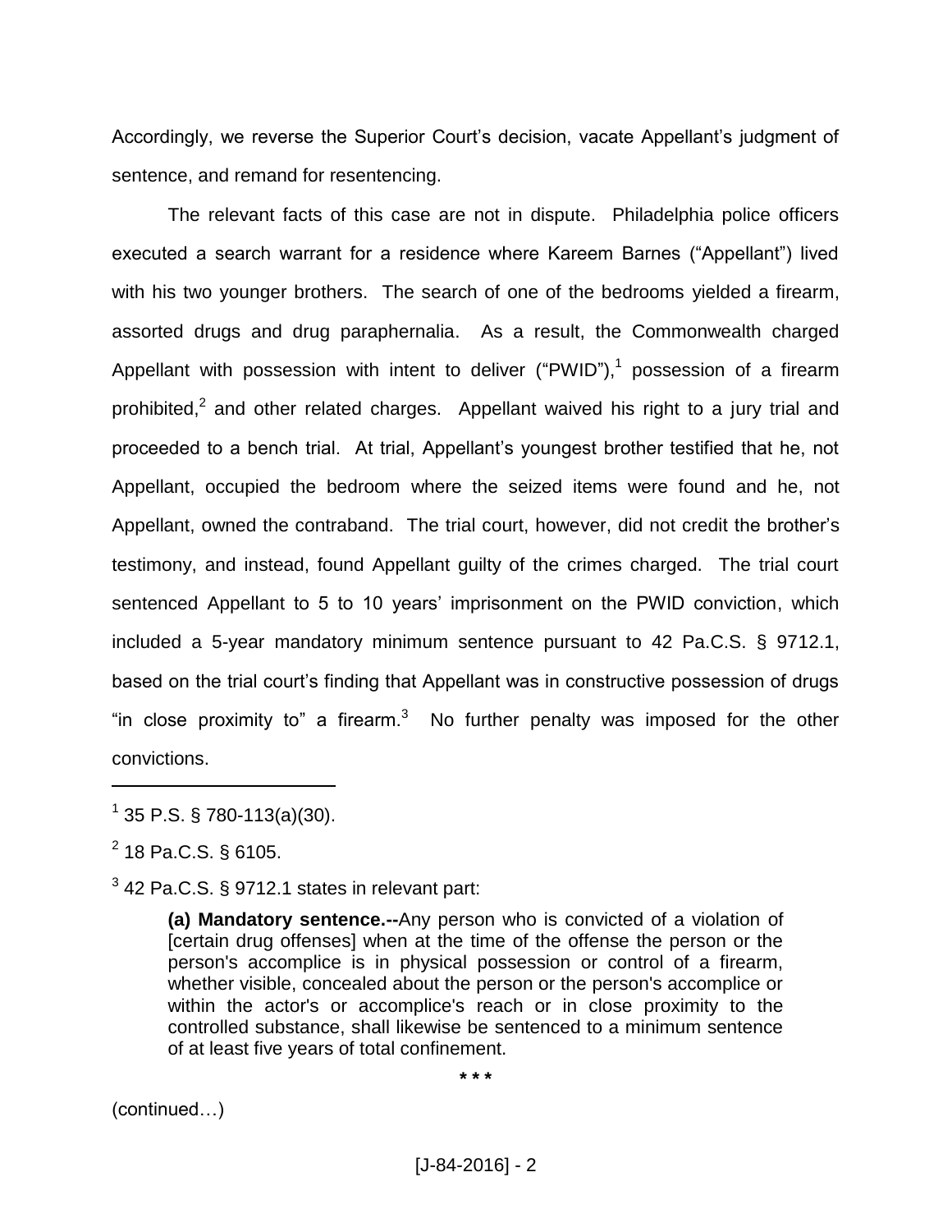Accordingly, we reverse the Superior Court's decision, vacate Appellant's judgment of sentence, and remand for resentencing.

The relevant facts of this case are not in dispute. Philadelphia police officers executed a search warrant for a residence where Kareem Barnes ("Appellant") lived with his two younger brothers. The search of one of the bedrooms yielded a firearm, assorted drugs and drug paraphernalia. As a result, the Commonwealth charged Appellant with possession with intent to deliver ("PWID"),[1] possession of a firearm prohibited,[2] and other related charges. Appellant waived his right to a jury trial and proceeded to a bench trial. At trial, Appellant's youngest brother testified that he, not Appellant, occupied the bedroom where the seized items were found and he, not Appellant, owned the contraband. The trial court, however, did not credit the brother's testimony, and instead, found Appellant guilty of the crimes charged. The trial court sentenced Appellant to 5 to 10 years' imprisonment on the PWID conviction, which included a 5-year mandatory minimum sentence pursuant to 42 Pa.C.S. § 9712.1, based on the trial court's finding that Appellant was in constructive possession of drugs "in close proximity to" a firearm.[3] No further penalty was imposed for the other convictions.

---

[1] 35 P.S. § 780-113(a)(30).

[2] 18 Pa.C.S. § 6105.

[3] 42 Pa.C.S. § 9712.1 states in relevant part:

> **(a) Mandatory sentence.--**Any person who is convicted of a violation of [certain drug offenses] when at the time of the offense the person or the person's accomplice is in physical possession or control of a firearm, whether visible, concealed about the person or the person's accomplice or within the actor's or accomplice's reach or in close proximity to the controlled substance, shall likewise be sentenced to a minimum sentence of at least five years of total confinement.
>
> \* \* \*

(continued…)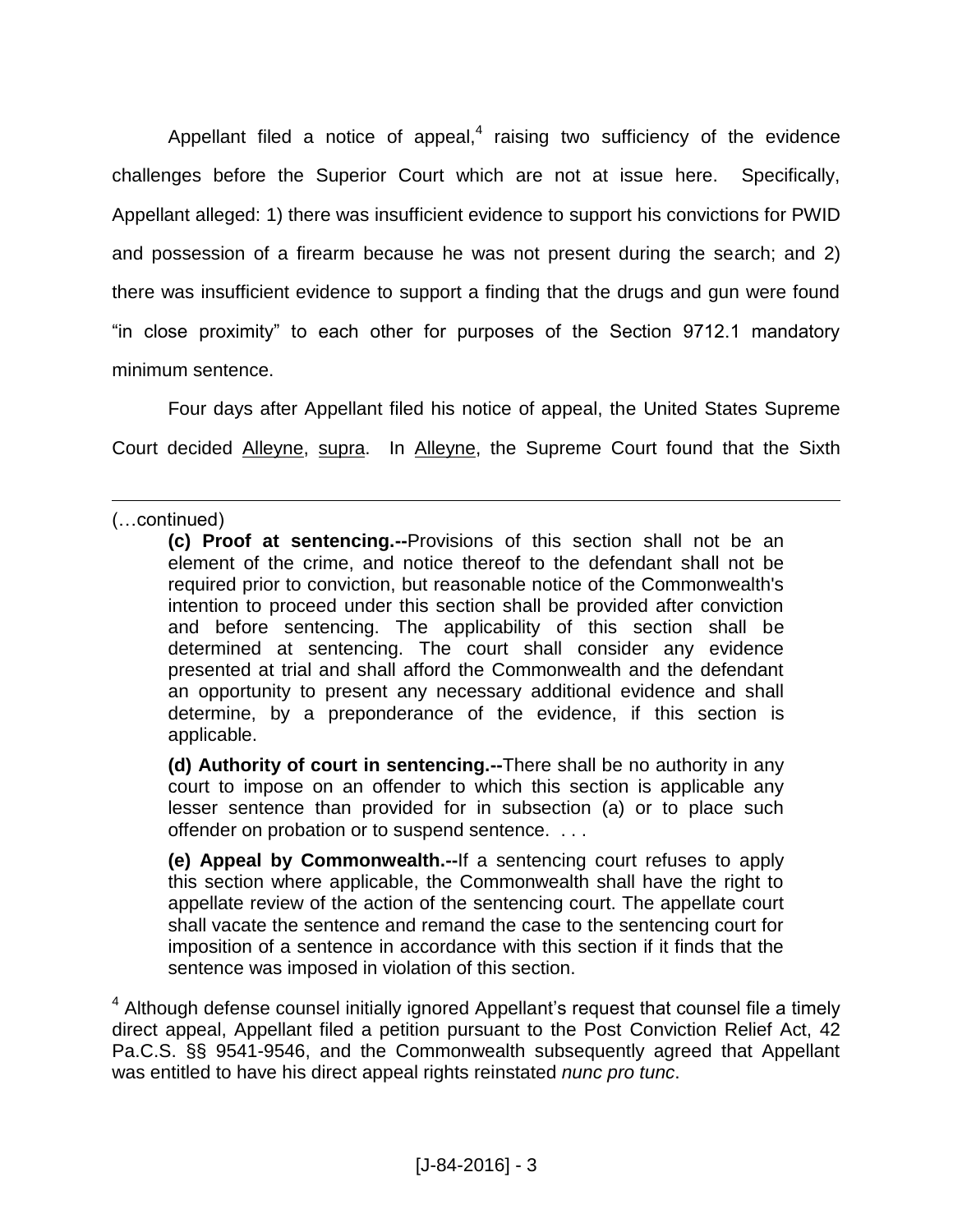Appellant filed a notice of appeal,[4] raising two sufficiency of the evidence challenges before the Superior Court which are not at issue here. Specifically, Appellant alleged: 1) there was insufficient evidence to support his convictions for PWID and possession of a firearm because he was not present during the search; and 2) there was insufficient evidence to support a finding that the drugs and gun were found "in close proximity" to each other for purposes of the Section 9712.1 mandatory minimum sentence.

Four days after Appellant filed his notice of appeal, the United States Supreme Court decided Alleyne, supra. In Alleyne, the Supreme Court found that the Sixth

---

(…continued)

> **(c) Proof at sentencing.--**Provisions of this section shall not be an element of the crime, and notice thereof to the defendant shall not be required prior to conviction, but reasonable notice of the Commonwealth's intention to proceed under this section shall be provided after conviction and before sentencing. The applicability of this section shall be determined at sentencing. The court shall consider any evidence presented at trial and shall afford the Commonwealth and the defendant an opportunity to present any necessary additional evidence and shall determine, by a preponderance of the evidence, if this section is applicable.
>
> **(d) Authority of court in sentencing.--**There shall be no authority in any court to impose on an offender to which this section is applicable any lesser sentence than provided for in subsection (a) or to place such offender on probation or to suspend sentence. . . .
>
> **(e) Appeal by Commonwealth.--**If a sentencing court refuses to apply this section where applicable, the Commonwealth shall have the right to appellate review of the action of the sentencing court. The appellate court shall vacate the sentence and remand the case to the sentencing court for imposition of a sentence in accordance with this section if it finds that the sentence was imposed in violation of this section.

[4] Although defense counsel initially ignored Appellant's request that counsel file a timely direct appeal, Appellant filed a petition pursuant to the Post Conviction Relief Act, 42 Pa.C.S. §§ 9541-9546, and the Commonwealth subsequently agreed that Appellant was entitled to have his direct appeal rights reinstated *nunc pro tunc*.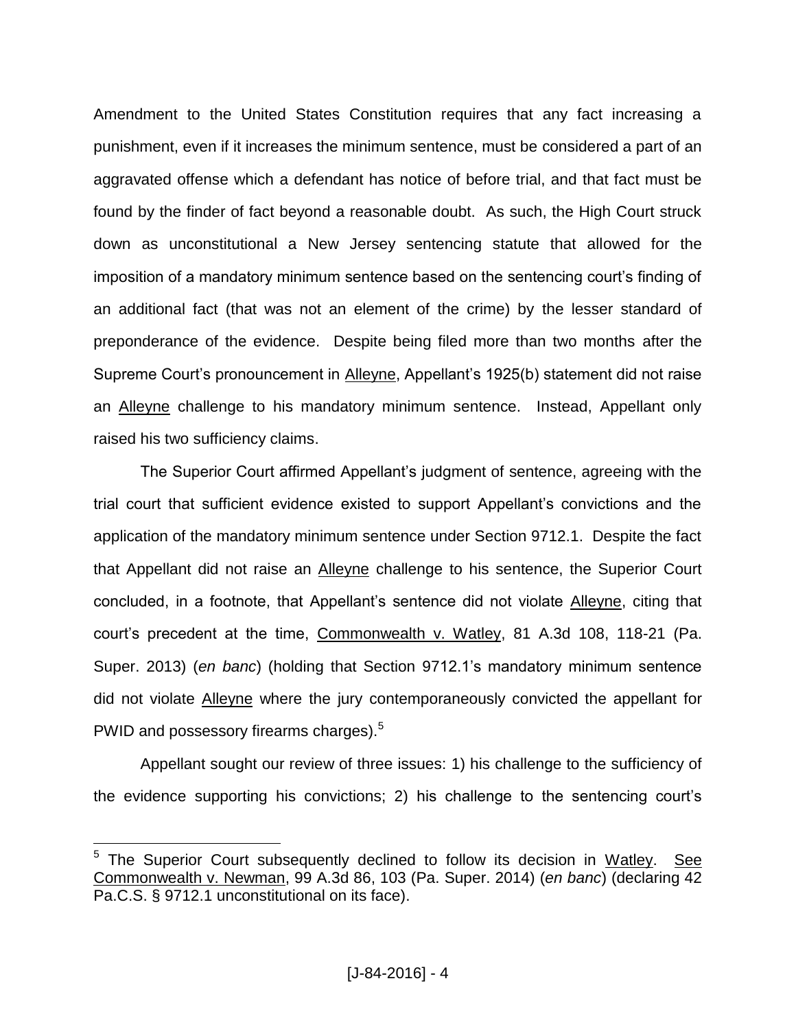Amendment to the United States Constitution requires that any fact increasing a punishment, even if it increases the minimum sentence, must be considered a part of an aggravated offense which a defendant has notice of before trial, and that fact must be found by the finder of fact beyond a reasonable doubt. As such, the High Court struck down as unconstitutional a New Jersey sentencing statute that allowed for the imposition of a mandatory minimum sentence based on the sentencing court's finding of an additional fact (that was not an element of the crime) by the lesser standard of preponderance of the evidence. Despite being filed more than two months after the Supreme Court's pronouncement in Alleyne, Appellant's 1925(b) statement did not raise an Alleyne challenge to his mandatory minimum sentence. Instead, Appellant only raised his two sufficiency claims.

The Superior Court affirmed Appellant's judgment of sentence, agreeing with the trial court that sufficient evidence existed to support Appellant's convictions and the application of the mandatory minimum sentence under Section 9712.1. Despite the fact that Appellant did not raise an Alleyne challenge to his sentence, the Superior Court concluded, in a footnote, that Appellant's sentence did not violate Alleyne, citing that court's precedent at the time, Commonwealth v. Watley, 81 A.3d 108, 118-21 (Pa. Super. 2013) (*en banc*) (holding that Section 9712.1's mandatory minimum sentence did not violate Alleyne where the jury contemporaneously convicted the appellant for PWID and possessory firearms charges).[5]

Appellant sought our review of three issues: 1) his challenge to the sufficiency of the evidence supporting his convictions; 2) his challenge to the sentencing court's

---

[5] The Superior Court subsequently declined to follow its decision in Watley. See Commonwealth v. Newman, 99 A.3d 86, 103 (Pa. Super. 2014) (*en banc*) (declaring 42 Pa.C.S. § 9712.1 unconstitutional on its face).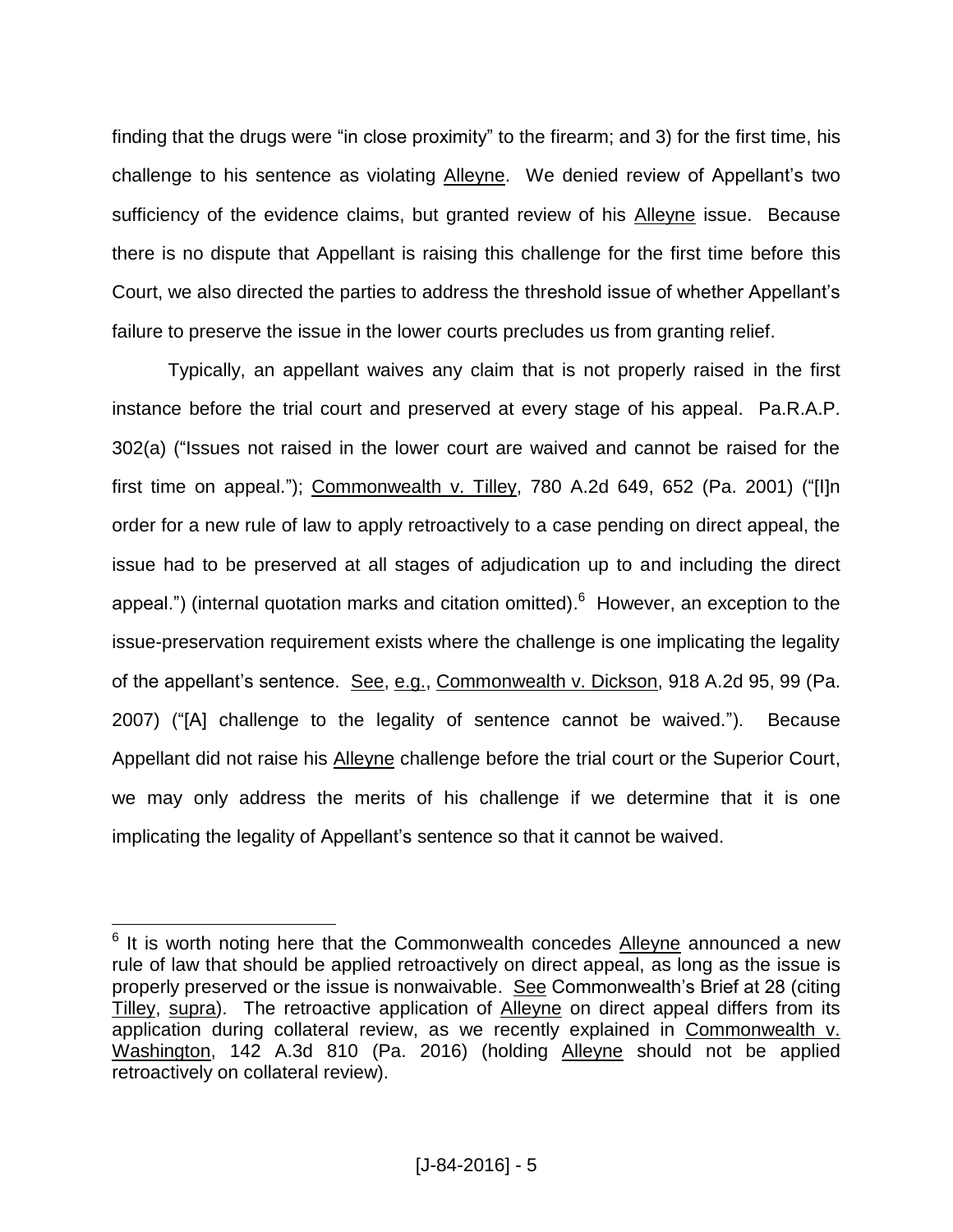finding that the drugs were "in close proximity" to the firearm; and 3) for the first time, his challenge to his sentence as violating Alleyne. We denied review of Appellant's two sufficiency of the evidence claims, but granted review of his Alleyne issue. Because there is no dispute that Appellant is raising this challenge for the first time before this Court, we also directed the parties to address the threshold issue of whether Appellant's failure to preserve the issue in the lower courts precludes us from granting relief.

Typically, an appellant waives any claim that is not properly raised in the first instance before the trial court and preserved at every stage of his appeal. Pa.R.A.P. 302(a) ("Issues not raised in the lower court are waived and cannot be raised for the first time on appeal."); Commonwealth v. Tilley, 780 A.2d 649, 652 (Pa. 2001) ("[I]n order for a new rule of law to apply retroactively to a case pending on direct appeal, the issue had to be preserved at all stages of adjudication up to and including the direct appeal.") (internal quotation marks and citation omitted).[6] However, an exception to the issue-preservation requirement exists where the challenge is one implicating the legality of the appellant's sentence. See, e.g., Commonwealth v. Dickson, 918 A.2d 95, 99 (Pa. 2007) ("[A] challenge to the legality of sentence cannot be waived."). Because Appellant did not raise his Alleyne challenge before the trial court or the Superior Court, we may only address the merits of his challenge if we determine that it is one implicating the legality of Appellant's sentence so that it cannot be waived.

---

[6] It is worth noting here that the Commonwealth concedes Alleyne announced a new rule of law that should be applied retroactively on direct appeal, as long as the issue is properly preserved or the issue is nonwaivable. See Commonwealth's Brief at 28 (citing Tilley, supra). The retroactive application of Alleyne on direct appeal differs from its application during collateral review, as we recently explained in Commonwealth v. Washington, 142 A.3d 810 (Pa. 2016) (holding Alleyne should not be applied retroactively on collateral review).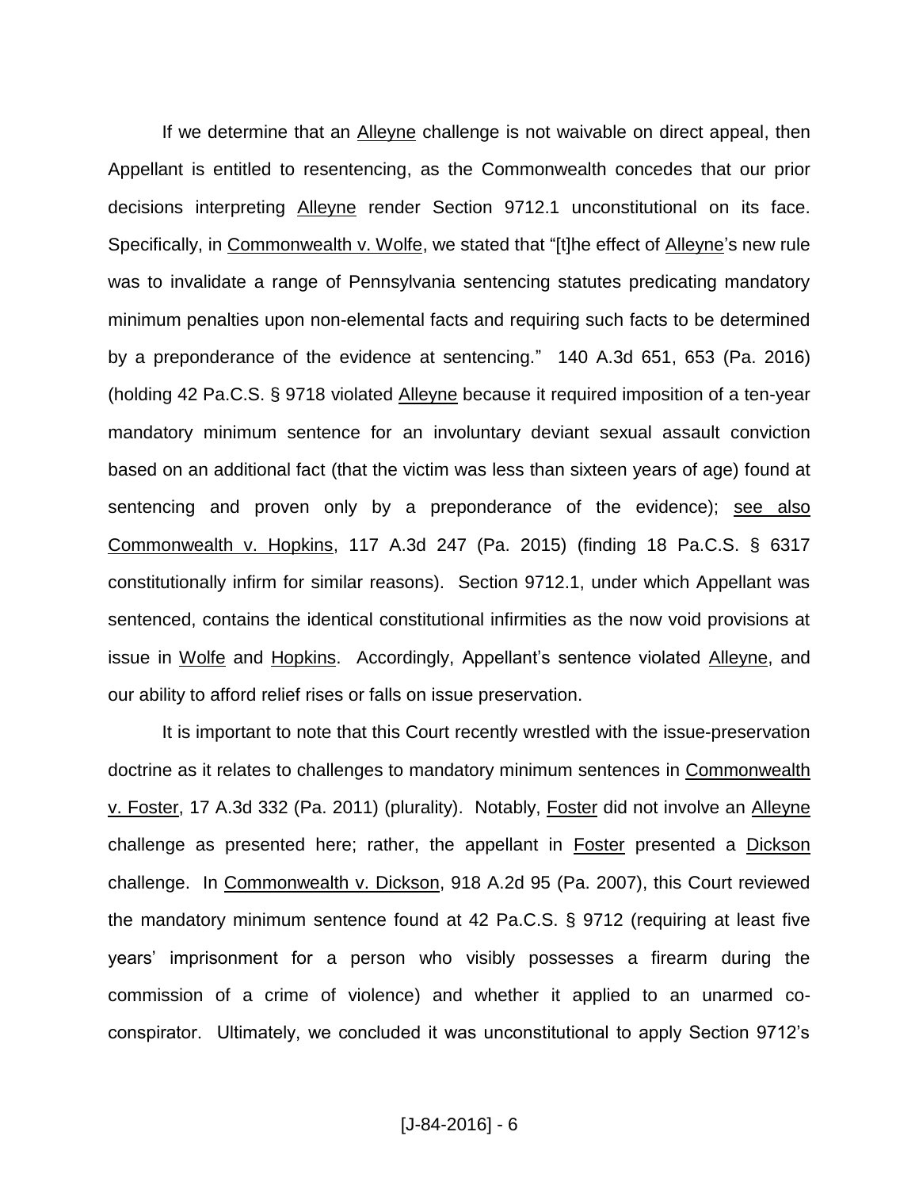If we determine that an Alleyne challenge is not waivable on direct appeal, then Appellant is entitled to resentencing, as the Commonwealth concedes that our prior decisions interpreting Alleyne render Section 9712.1 unconstitutional on its face. Specifically, in Commonwealth v. Wolfe, we stated that "[t]he effect of Alleyne's new rule was to invalidate a range of Pennsylvania sentencing statutes predicating mandatory minimum penalties upon non-elemental facts and requiring such facts to be determined by a preponderance of the evidence at sentencing." 140 A.3d 651, 653 (Pa. 2016) (holding 42 Pa.C.S. § 9718 violated Alleyne because it required imposition of a ten-year mandatory minimum sentence for an involuntary deviant sexual assault conviction based on an additional fact (that the victim was less than sixteen years of age) found at sentencing and proven only by a preponderance of the evidence); see also Commonwealth v. Hopkins, 117 A.3d 247 (Pa. 2015) (finding 18 Pa.C.S. § 6317 constitutionally infirm for similar reasons). Section 9712.1, under which Appellant was sentenced, contains the identical constitutional infirmities as the now void provisions at issue in Wolfe and Hopkins. Accordingly, Appellant's sentence violated Alleyne, and our ability to afford relief rises or falls on issue preservation.

It is important to note that this Court recently wrestled with the issue-preservation doctrine as it relates to challenges to mandatory minimum sentences in Commonwealth v. Foster, 17 A.3d 332 (Pa. 2011) (plurality). Notably, Foster did not involve an Alleyne challenge as presented here; rather, the appellant in Foster presented a Dickson challenge. In Commonwealth v. Dickson, 918 A.2d 95 (Pa. 2007), this Court reviewed the mandatory minimum sentence found at 42 Pa.C.S. § 9712 (requiring at least five years' imprisonment for a person who visibly possesses a firearm during the commission of a crime of violence) and whether it applied to an unarmed co-conspirator. Ultimately, we concluded it was unconstitutional to apply Section 9712's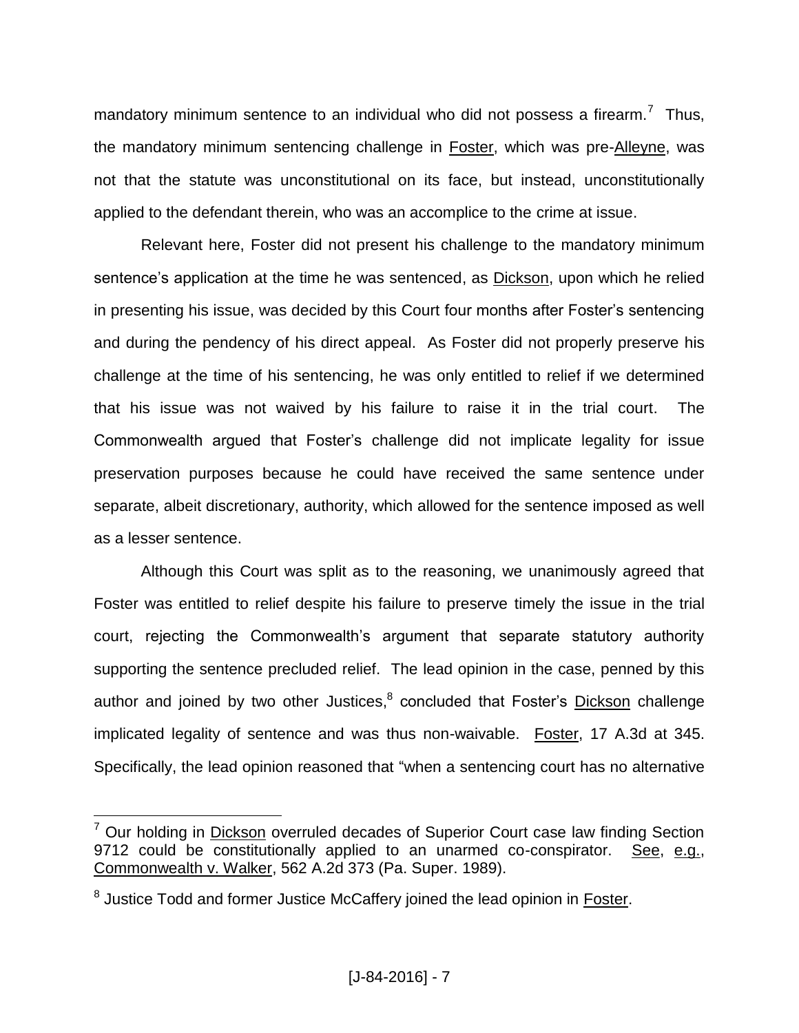mandatory minimum sentence to an individual who did not possess a firearm.[7] Thus, the mandatory minimum sentencing challenge in Foster, which was pre-Alleyne, was not that the statute was unconstitutional on its face, but instead, unconstitutionally applied to the defendant therein, who was an accomplice to the crime at issue.

Relevant here, Foster did not present his challenge to the mandatory minimum sentence's application at the time he was sentenced, as Dickson, upon which he relied in presenting his issue, was decided by this Court four months after Foster's sentencing and during the pendency of his direct appeal. As Foster did not properly preserve his challenge at the time of his sentencing, he was only entitled to relief if we determined that his issue was not waived by his failure to raise it in the trial court. The Commonwealth argued that Foster's challenge did not implicate legality for issue preservation purposes because he could have received the same sentence under separate, albeit discretionary, authority, which allowed for the sentence imposed as well as a lesser sentence.

Although this Court was split as to the reasoning, we unanimously agreed that Foster was entitled to relief despite his failure to preserve timely the issue in the trial court, rejecting the Commonwealth's argument that separate statutory authority supporting the sentence precluded relief. The lead opinion in the case, penned by this author and joined by two other Justices,[8] concluded that Foster's Dickson challenge implicated legality of sentence and was thus non-waivable. Foster, 17 A.3d at 345. Specifically, the lead opinion reasoned that "when a sentencing court has no alternative

[7] Our holding in Dickson overruled decades of Superior Court case law finding Section 9712 could be constitutionally applied to an unarmed co-conspirator. See, e.g., Commonwealth v. Walker, 562 A.2d 373 (Pa. Super. 1989).

[8] Justice Todd and former Justice McCaffery joined the lead opinion in Foster.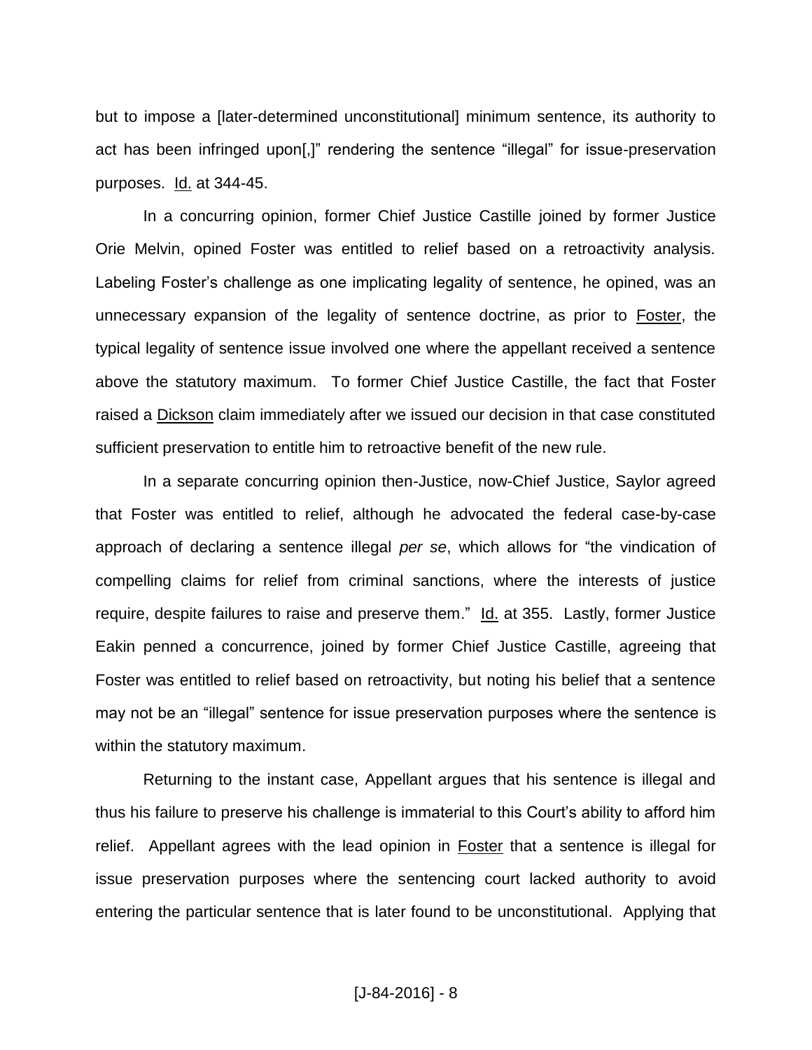but to impose a [later-determined unconstitutional] minimum sentence, its authority to act has been infringed upon[,]" rendering the sentence "illegal" for issue-preservation purposes. Id. at 344-45.

In a concurring opinion, former Chief Justice Castille joined by former Justice Orie Melvin, opined Foster was entitled to relief based on a retroactivity analysis. Labeling Foster's challenge as one implicating legality of sentence, he opined, was an unnecessary expansion of the legality of sentence doctrine, as prior to Foster, the typical legality of sentence issue involved one where the appellant received a sentence above the statutory maximum. To former Chief Justice Castille, the fact that Foster raised a Dickson claim immediately after we issued our decision in that case constituted sufficient preservation to entitle him to retroactive benefit of the new rule.

In a separate concurring opinion then-Justice, now-Chief Justice, Saylor agreed that Foster was entitled to relief, although he advocated the federal case-by-case approach of declaring a sentence illegal *per se*, which allows for "the vindication of compelling claims for relief from criminal sanctions, where the interests of justice require, despite failures to raise and preserve them." Id. at 355. Lastly, former Justice Eakin penned a concurrence, joined by former Chief Justice Castille, agreeing that Foster was entitled to relief based on retroactivity, but noting his belief that a sentence may not be an "illegal" sentence for issue preservation purposes where the sentence is within the statutory maximum.

Returning to the instant case, Appellant argues that his sentence is illegal and thus his failure to preserve his challenge is immaterial to this Court's ability to afford him relief. Appellant agrees with the lead opinion in Foster that a sentence is illegal for issue preservation purposes where the sentencing court lacked authority to avoid entering the particular sentence that is later found to be unconstitutional. Applying that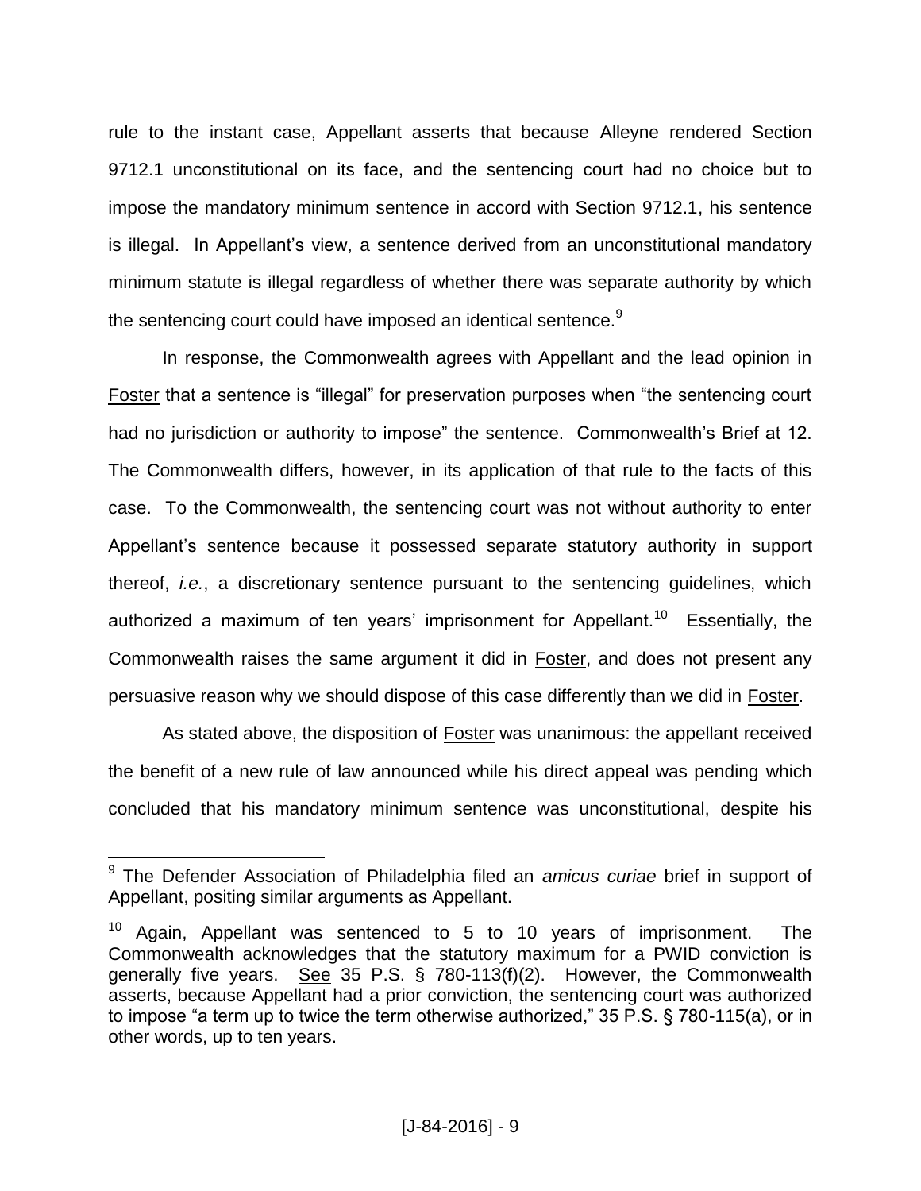rule to the instant case, Appellant asserts that because Alleyne rendered Section 9712.1 unconstitutional on its face, and the sentencing court had no choice but to impose the mandatory minimum sentence in accord with Section 9712.1, his sentence is illegal. In Appellant's view, a sentence derived from an unconstitutional mandatory minimum statute is illegal regardless of whether there was separate authority by which the sentencing court could have imposed an identical sentence.[9]

In response, the Commonwealth agrees with Appellant and the lead opinion in Foster that a sentence is "illegal" for preservation purposes when "the sentencing court had no jurisdiction or authority to impose" the sentence. Commonwealth's Brief at 12. The Commonwealth differs, however, in its application of that rule to the facts of this case. To the Commonwealth, the sentencing court was not without authority to enter Appellant's sentence because it possessed separate statutory authority in support thereof, *i.e.*, a discretionary sentence pursuant to the sentencing guidelines, which authorized a maximum of ten years' imprisonment for Appellant.[10] Essentially, the Commonwealth raises the same argument it did in Foster, and does not present any persuasive reason why we should dispose of this case differently than we did in Foster.

As stated above, the disposition of Foster was unanimous: the appellant received the benefit of a new rule of law announced while his direct appeal was pending which concluded that his mandatory minimum sentence was unconstitutional, despite his

---

[9] The Defender Association of Philadelphia filed an *amicus curiae* brief in support of Appellant, positing similar arguments as Appellant.

[10] Again, Appellant was sentenced to 5 to 10 years of imprisonment. The Commonwealth acknowledges that the statutory maximum for a PWID conviction is generally five years. See 35 P.S. § 780-113(f)(2). However, the Commonwealth asserts, because Appellant had a prior conviction, the sentencing court was authorized to impose "a term up to twice the term otherwise authorized," 35 P.S. § 780-115(a), or in other words, up to ten years.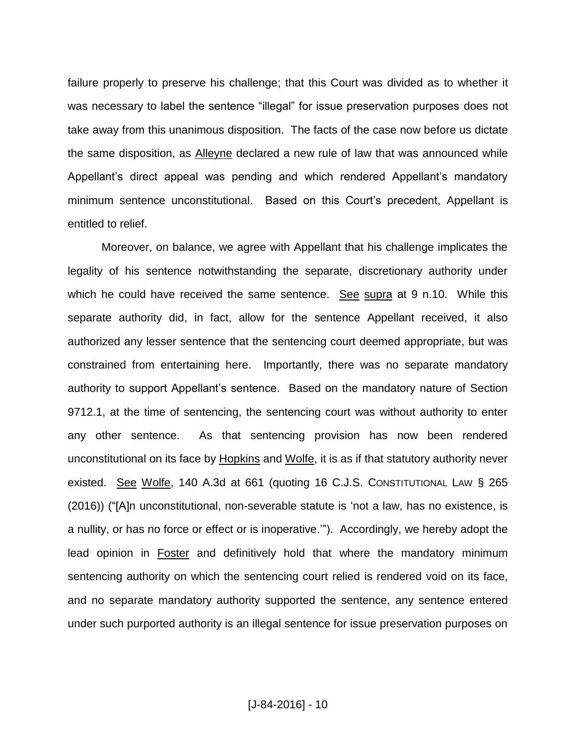failure properly to preserve his challenge; that this Court was divided as to whether it was necessary to label the sentence "illegal" for issue preservation purposes does not take away from this unanimous disposition. The facts of the case now before us dictate the same disposition, as Alleyne declared a new rule of law that was announced while Appellant's direct appeal was pending and which rendered Appellant's mandatory minimum sentence unconstitutional. Based on this Court's precedent, Appellant is entitled to relief.

Moreover, on balance, we agree with Appellant that his challenge implicates the legality of his sentence notwithstanding the separate, discretionary authority under which he could have received the same sentence. See supra at 9 n.10. While this separate authority did, in fact, allow for the sentence Appellant received, it also authorized any lesser sentence that the sentencing court deemed appropriate, but was constrained from entertaining here. Importantly, there was no separate mandatory authority to support Appellant's sentence. Based on the mandatory nature of Section 9712.1, at the time of sentencing, the sentencing court was without authority to enter any other sentence. As that sentencing provision has now been rendered unconstitutional on its face by Hopkins and Wolfe, it is as if that statutory authority never existed. See Wolfe, 140 A.3d at 661 (quoting 16 C.J.S. CONSTITUTIONAL LAW § 265 (2016)) ("[A]n unconstitutional, non-severable statute is 'not a law, has no existence, is a nullity, or has no force or effect or is inoperative.'"). Accordingly, we hereby adopt the lead opinion in Foster and definitively hold that where the mandatory minimum sentencing authority on which the sentencing court relied is rendered void on its face, and no separate mandatory authority supported the sentence, any sentence entered under such purported authority is an illegal sentence for issue preservation purposes on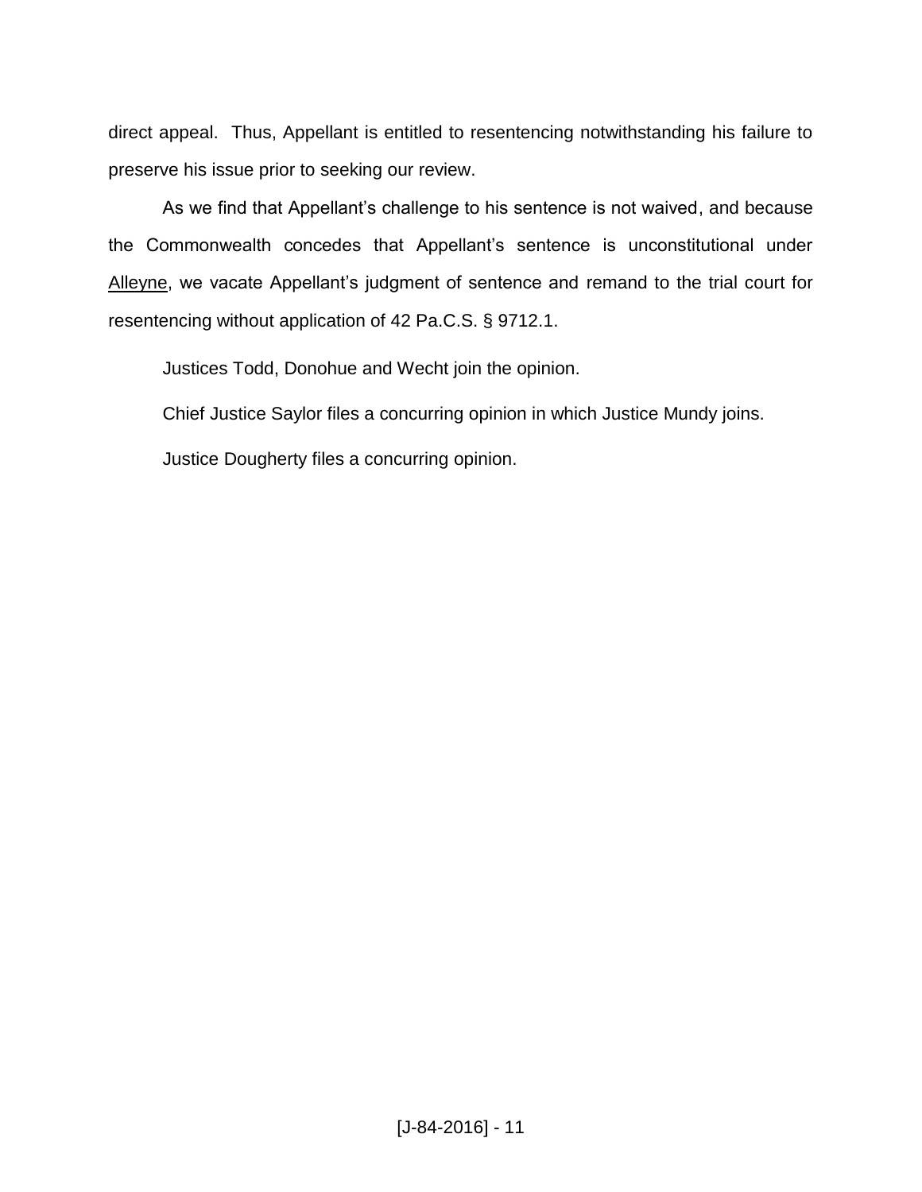direct appeal. Thus, Appellant is entitled to resentencing notwithstanding his failure to preserve his issue prior to seeking our review.

As we find that Appellant's challenge to his sentence is not waived, and because the Commonwealth concedes that Appellant's sentence is unconstitutional under Alleyne, we vacate Appellant's judgment of sentence and remand to the trial court for resentencing without application of 42 Pa.C.S. § 9712.1.

Justices Todd, Donohue and Wecht join the opinion.

Chief Justice Saylor files a concurring opinion in which Justice Mundy joins.

Justice Dougherty files a concurring opinion.